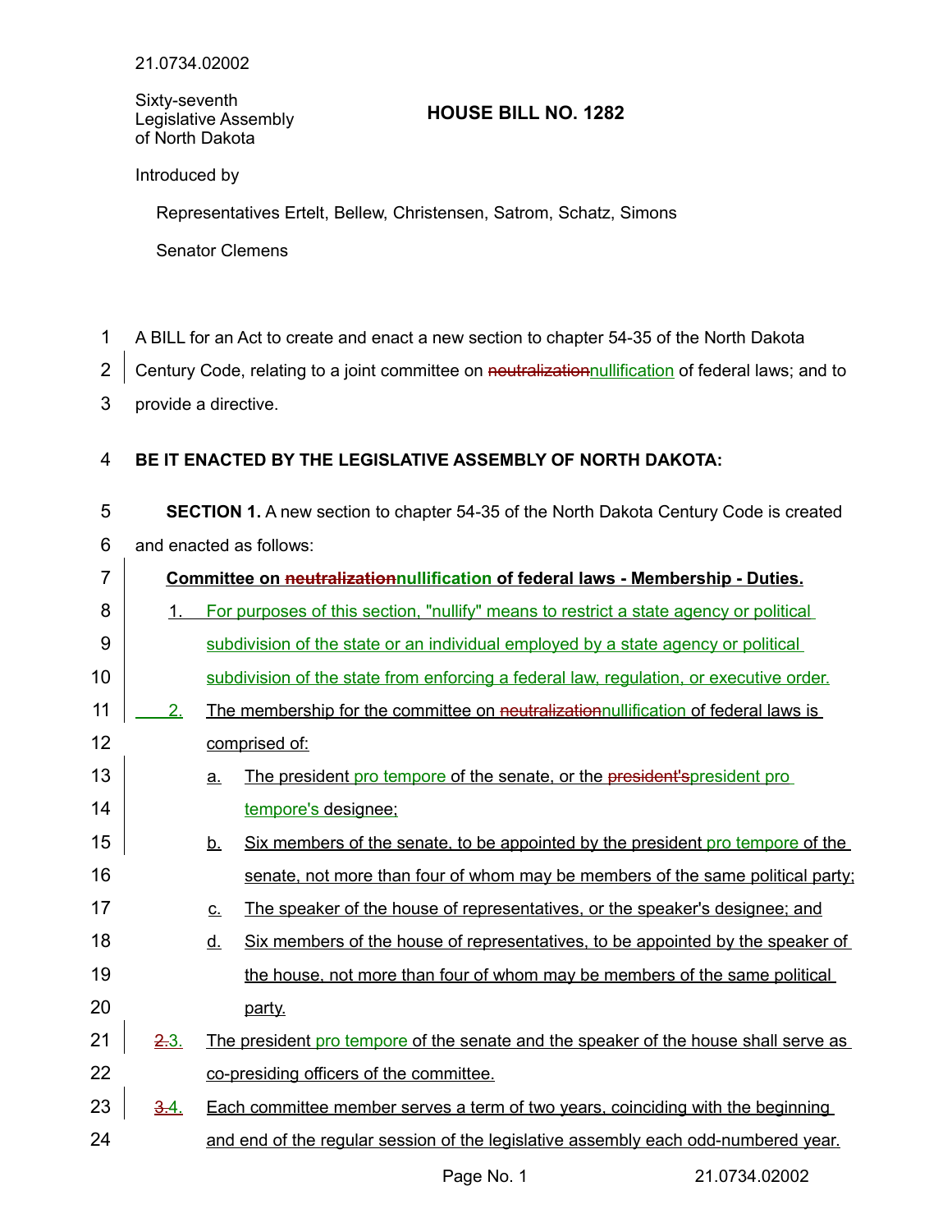21.0734.02002

Sixty-seventh
Legislative Assembly
of North Dakota

# HOUSE BILL NO. 1282

Introduced by

Representatives Ertelt, Bellew, Christensen, Satrom, Schatz, Simons

Senator Clemens

A BILL for an Act to create and enact a new section to chapter 54-35 of the North Dakota Century Code, relating to a joint committee on ~~neutralization~~nullification of federal laws; and to provide a directive.

**BE IT ENACTED BY THE LEGISLATIVE ASSEMBLY OF NORTH DAKOTA:**

**SECTION 1.** A new section to chapter 54-35 of the North Dakota Century Code is created and enacted as follows:

**Committee on ~~neutralization~~nullification of federal laws - Membership - Duties.**

1. For purposes of this section, "nullify" means to restrict a state agency or political subdivision of the state or an individual employed by a state agency or political subdivision of the state from enforcing a federal law, regulation, or executive order.

2. The membership for the committee on ~~neutralization~~nullification of federal laws is comprised of:

   a. The president pro tempore of the senate, or the ~~president's~~president pro tempore's designee;

   b. Six members of the senate, to be appointed by the president pro tempore of the senate, not more than four of whom may be members of the same political party;

   c. The speaker of the house of representatives, or the speaker's designee; and

   d. Six members of the house of representatives, to be appointed by the speaker of the house, not more than four of whom may be members of the same political party.

~~2.~~3. The president pro tempore of the senate and the speaker of the house shall serve as co-presiding officers of the committee.

~~3.~~4. Each committee member serves a term of two years, coinciding with the beginning and end of the regular session of the legislative assembly each odd-numbered year.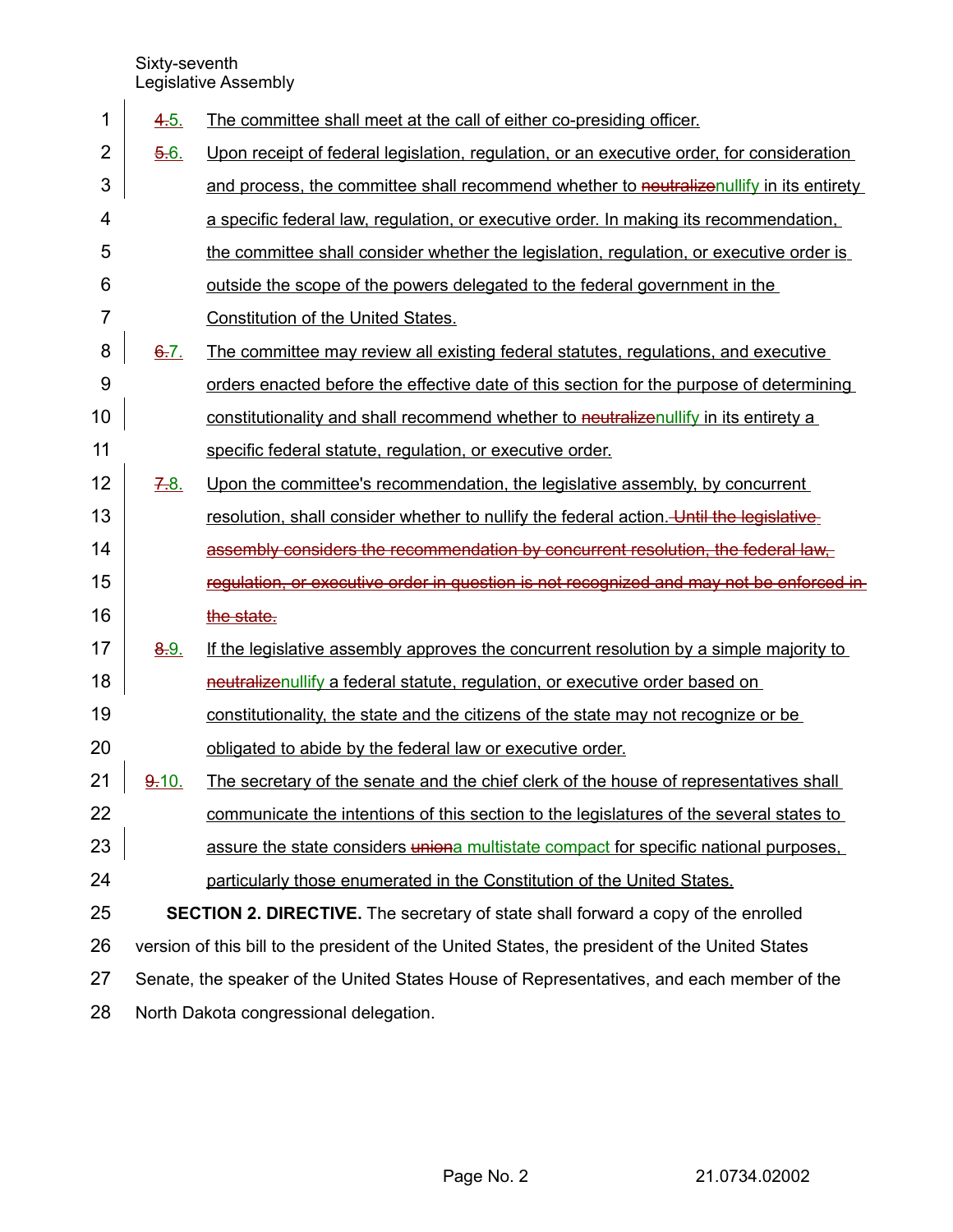Sixty-seventh
Legislative Assembly

1. ~~4.~~5. The committee shall meet at the call of either co-presiding officer.
2. ~~5.~~6. Upon receipt of federal legislation, regulation, or an executive order, for consideration and process, the committee shall recommend whether to ~~neutralize~~nullify in its entirety a specific federal law, regulation, or executive order. In making its recommendation, the committee shall consider whether the legislation, regulation, or executive order is outside the scope of the powers delegated to the federal government in the Constitution of the United States.
3. ~~6.~~7. The committee may review all existing federal statutes, regulations, and executive orders enacted before the effective date of this section for the purpose of determining constitutionality and shall recommend whether to ~~neutralize~~nullify in its entirety a specific federal statute, regulation, or executive order.
4. ~~7.~~8. Upon the committee's recommendation, the legislative assembly, by concurrent resolution, shall consider whether to nullify the federal action. ~~Until the legislative assembly considers the recommendation by concurrent resolution, the federal law, regulation, or executive order in question is not recognized and may not be enforced in the state.~~
5. ~~8.~~9. If the legislative assembly approves the concurrent resolution by a simple majority to ~~neutralize~~nullify a federal statute, regulation, or executive order based on constitutionality, the state and the citizens of the state may not recognize or be obligated to abide by the federal law or executive order.
6. ~~9.~~10. The secretary of the senate and the chief clerk of the house of representatives shall communicate the intentions of this section to the legislatures of the several states to assure the state considers ~~union~~a multistate compact for specific national purposes, particularly those enumerated in the Constitution of the United States.

**SECTION 2. DIRECTIVE.** The secretary of state shall forward a copy of the enrolled version of this bill to the president of the United States, the president of the United States Senate, the speaker of the United States House of Representatives, and each member of the North Dakota congressional delegation.